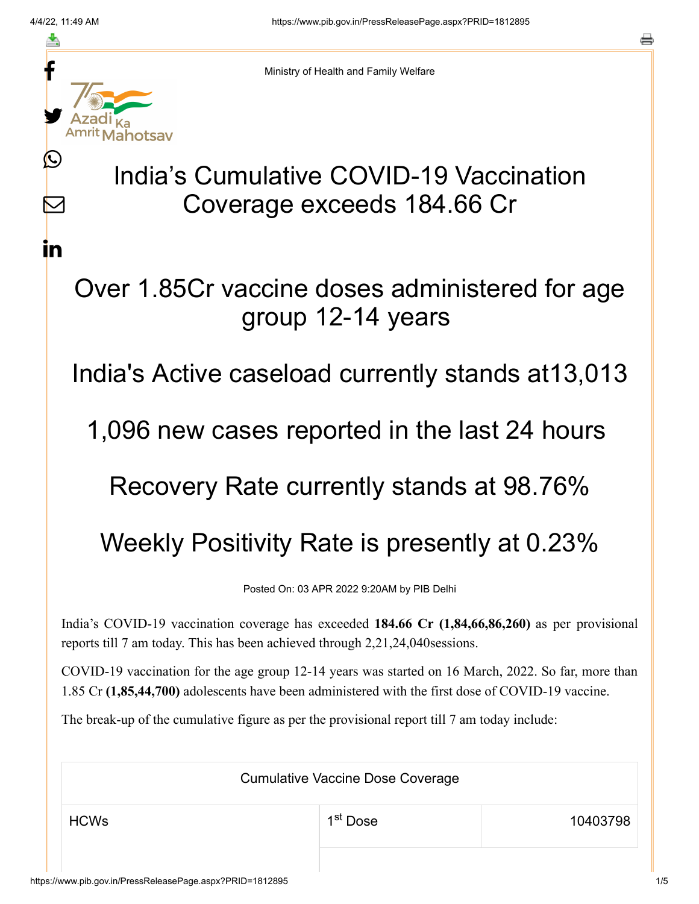Ministry of Health and Family Welfare

# India's Cumulative COVID-19 Vaccination Coverage exceeds 184.66 Cr

## Over 1.85Cr vaccine doses administered for age group 12-14 years

## India's Active caseload currently stands at13,013

## 1,096 new cases reported in the last 24 hours

## Recovery Rate currently stands at 98.76%

## Weekly Positivity Rate is presently at 0.23%

Posted On: 03 APR 2022 9:20AM by PIB Delhi

India's COVID-19 vaccination coverage has exceeded **184.66 Cr (1,84,66,86,260)** as per provisional reports till 7 am today. This has been achieved through 2,21,24,040sessions.

COVID-19 vaccination for the age group 12-14 years was started on 16 March, 2022. So far, more than 1.85 Cr **(1,85,44,700)** adolescents have been administered with the first dose of COVID-19 vaccine.

The break-up of the cumulative figure as per the provisional report till 7 am today include:

| Cumulative Vaccine Dose Coverage | | |
|---|---|---|
| HCWs | 1st Dose | 10403798 |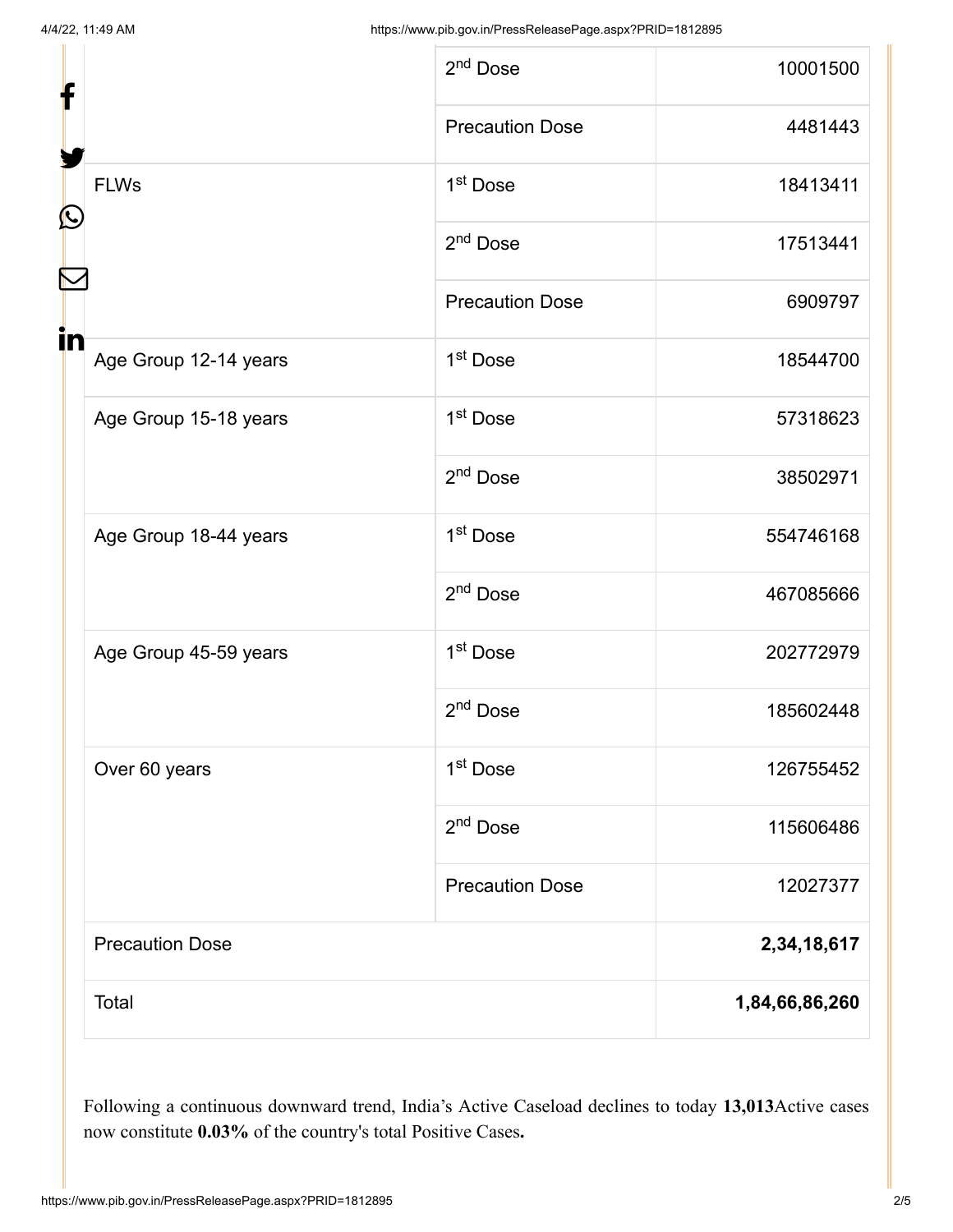| | | |
|---|---|---|
| | 2nd Dose | 10001500 |
| | Precaution Dose | 4481443 |
| FLWs | 1st Dose | 18413411 |
| | 2nd Dose | 17513441 |
| | Precaution Dose | 6909797 |
| Age Group 12-14 years | 1st Dose | 18544700 |
| Age Group 15-18 years | 1st Dose | 57318623 |
| | 2nd Dose | 38502971 |
| Age Group 18-44 years | 1st Dose | 554746168 |
| | 2nd Dose | 467085666 |
| Age Group 45-59 years | 1st Dose | 202772979 |
| | 2nd Dose | 185602448 |
| Over 60 years | 1st Dose | 126755452 |
| | 2nd Dose | 115606486 |
| | Precaution Dose | 12027377 |
| Precaution Dose | | **2,34,18,617** |
| Total | | **1,84,66,86,260** |

Following a continuous downward trend, India's Active Caseload declines to today **13,013**Active cases now constitute **0.03%** of the country's total Positive Cases**.**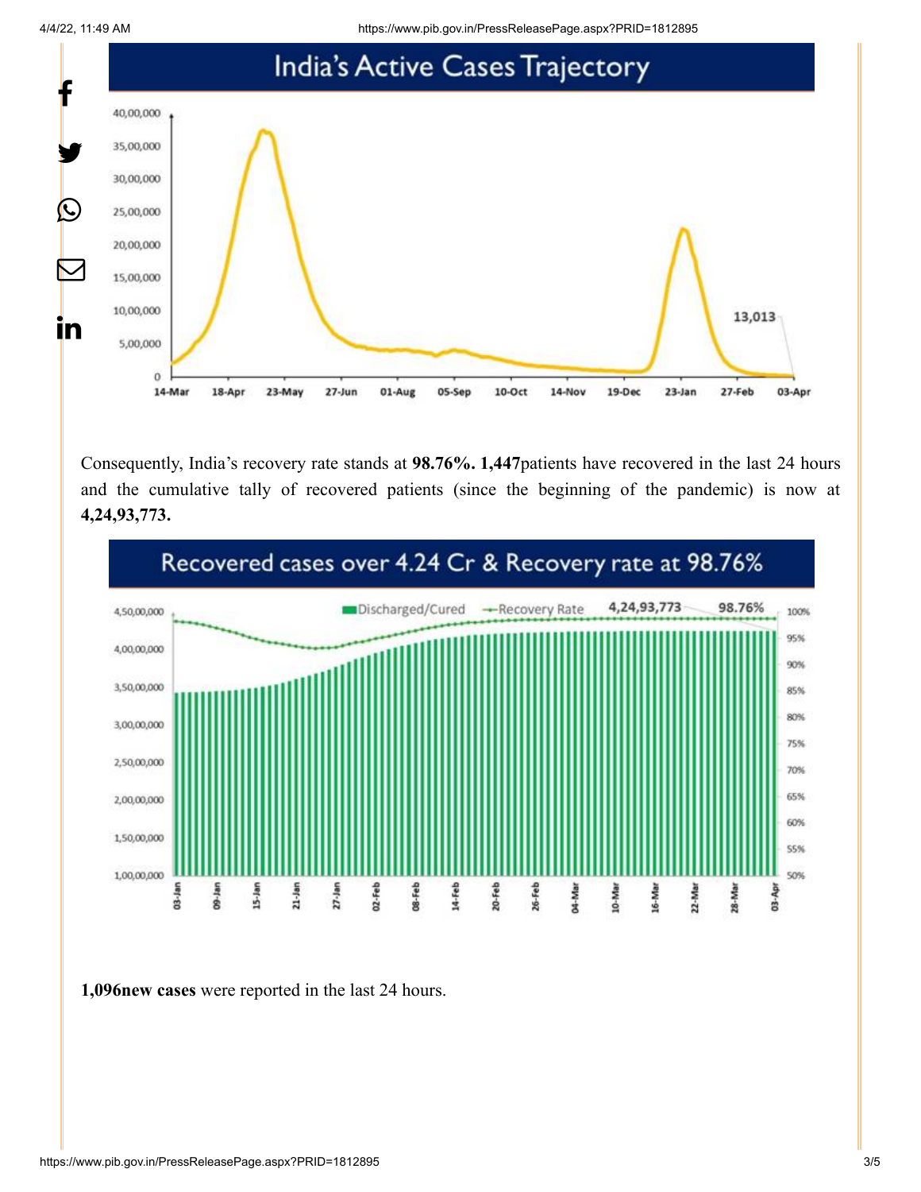## India's Active Cases Trajectory

Consequently, India's recovery rate stands at **98.76%. 1,447**patients have recovered in the last 24 hours and the cumulative tally of recovered patients (since the beginning of the pandemic) is now at **4,24,93,773.**

## Recovered cases over 4.24 Cr & Recovery rate at 98.76%

**1,096new cases** were reported in the last 24 hours.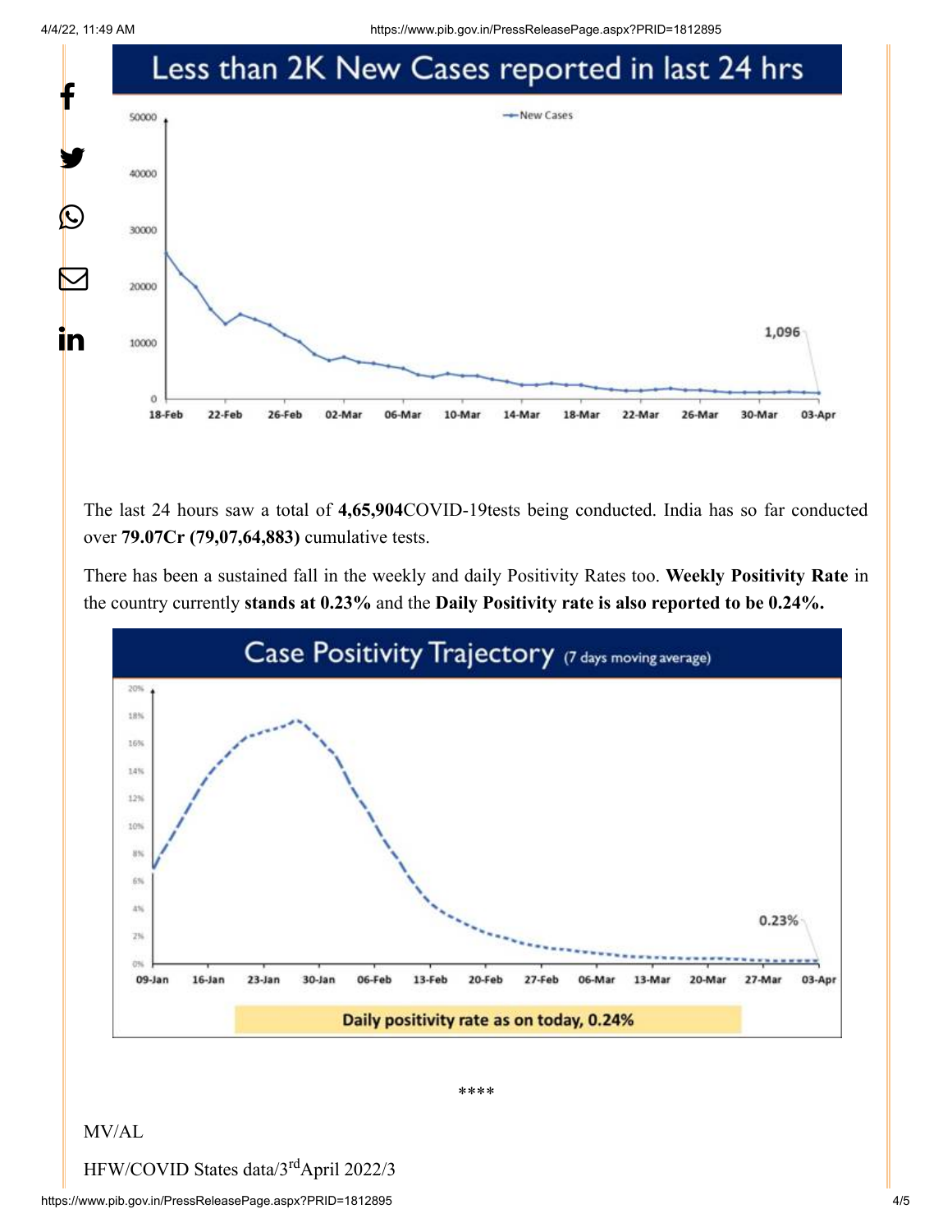## Less than 2K New Cases reported in last 24 hrs

The last 24 hours saw a total of **4,65,904**COVID-19tests being conducted. India has so far conducted over **79.07Cr (79,07,64,883)** cumulative tests.

There has been a sustained fall in the weekly and daily Positivity Rates too. **Weekly Positivity Rate** in the country currently **stands at 0.23%** and the **Daily Positivity rate is also reported to be 0.24%.**

## Case Positivity Trajectory (7 days moving average)

Daily positivity rate as on today, 0.24%

****

MV/AL

HFW/COVID States data/3rd April 2022/3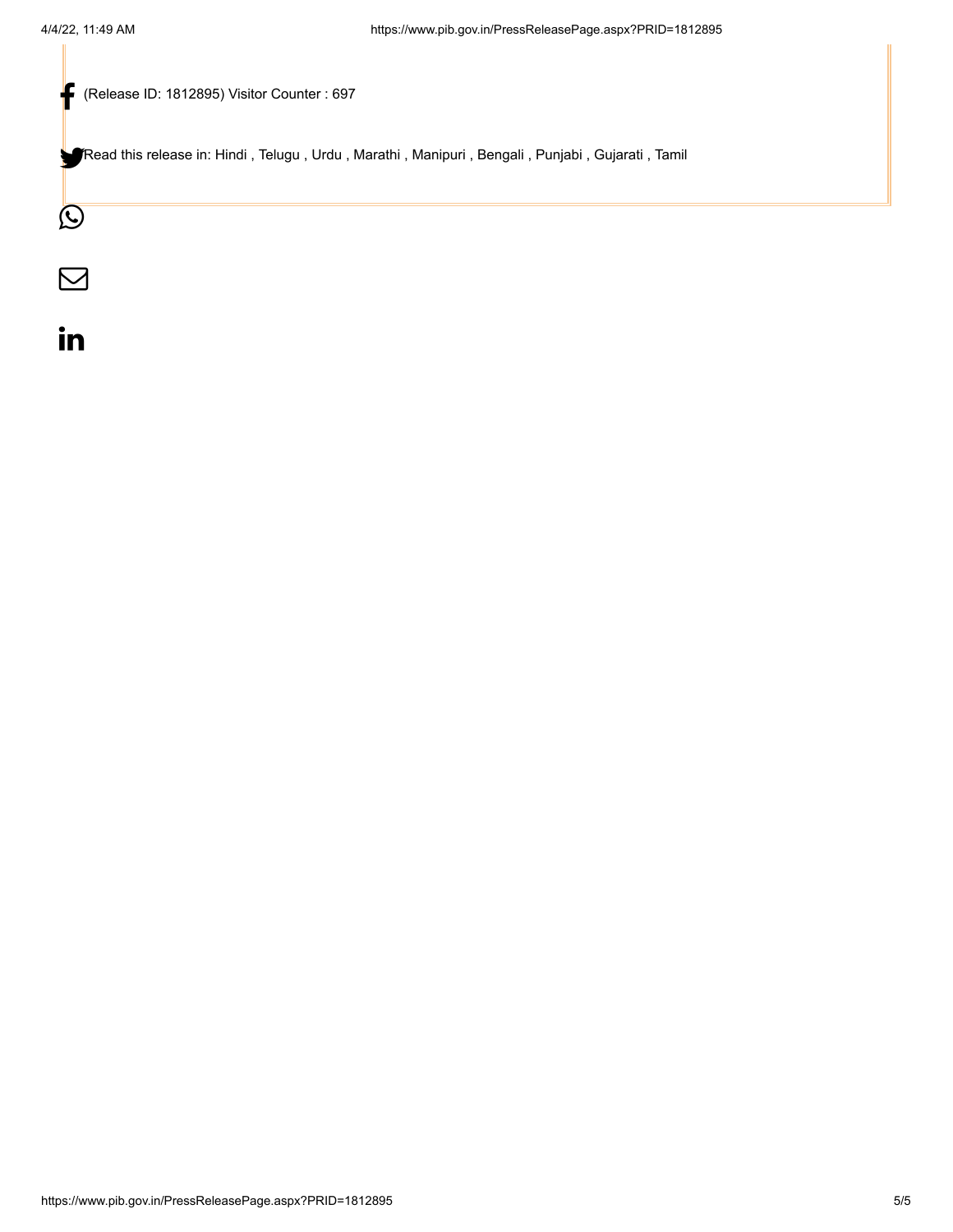(Release ID: 1812895) Visitor Counter : 697

Read this release in: Hindi , Telugu , Urdu , Marathi , Manipuri , Bengali , Punjabi , Gujarati , Tamil